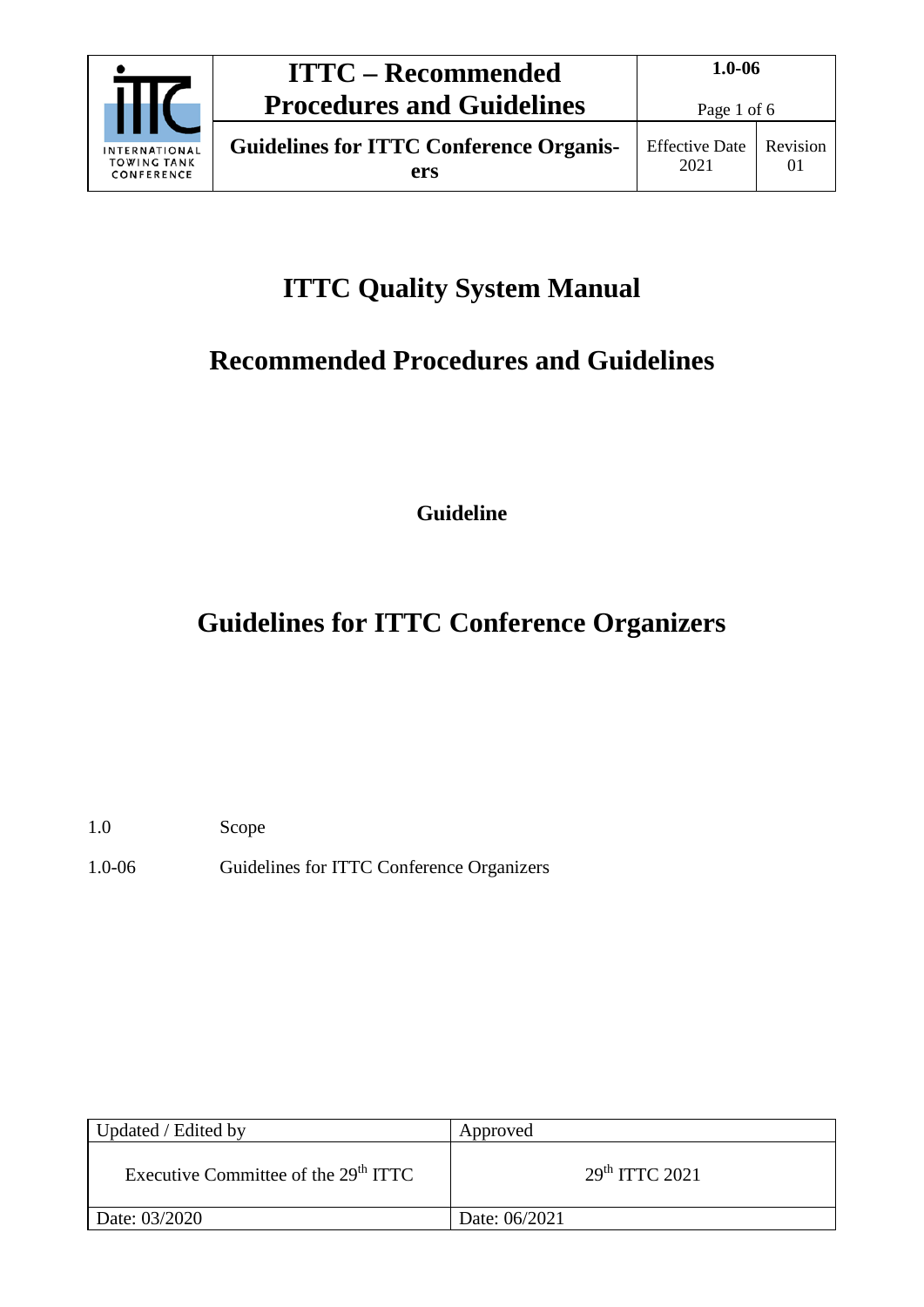# ITTC Quality System Manual

## Recommended Procedures and Guidelines

**Guideline**

# Guidelines for ITTC Conference Organizers

| | |
|---|---|
| 1.0 | Scope |
| 1.0-06 | Guidelines for ITTC Conference Organizers |

| Updated / Edited by | Approved |
|---|---|
| Executive Committee of the 29th ITTC | 29th ITTC 2021 |
| Date: 03/2020 | Date: 06/2021 |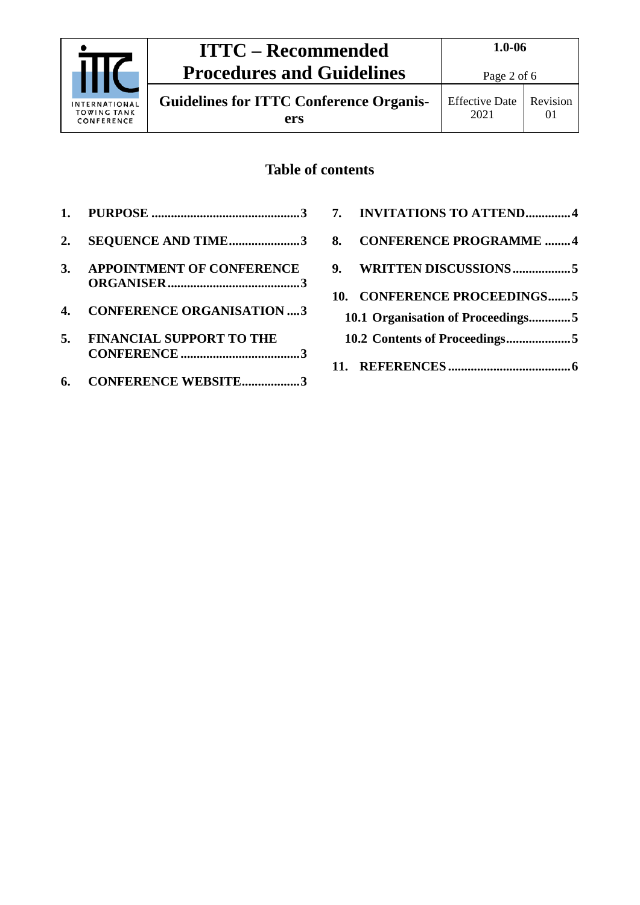## Table of contents

1. PURPOSE ............................................. 3
2. SEQUENCE AND TIME...................... 3
3. APPOINTMENT OF CONFERENCE ORGANISER......................................... 3
4. CONFERENCE ORGANISATION .... 3
5. FINANCIAL SUPPORT TO THE CONFERENCE ..................................... 3
6. CONFERENCE WEBSITE.................. 3
7. INVITATIONS TO ATTEND.............. 4
8. CONFERENCE PROGRAMME ........ 4
9. WRITTEN DISCUSSIONS .................. 5
10. CONFERENCE PROCEEDINGS....... 5
    - 10.1 Organisation of Proceedings............. 5
    - 10.2 Contents of Proceedings.................... 5
11. REFERENCES ...................................... 6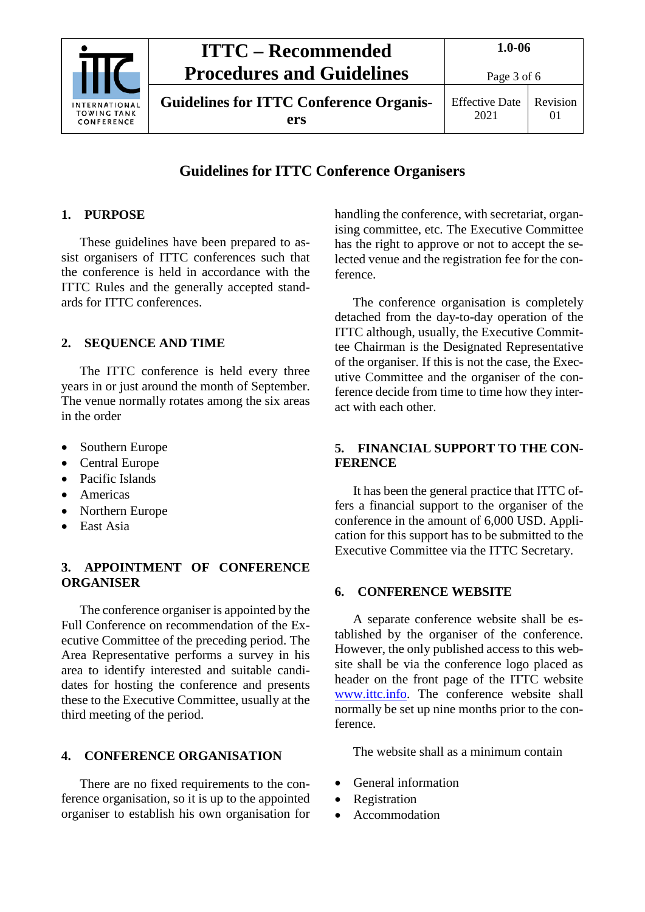# Guidelines for ITTC Conference Organisers

## 1. PURPOSE

These guidelines have been prepared to assist organisers of ITTC conferences such that the conference is held in accordance with the ITTC Rules and the generally accepted standards for ITTC conferences.

## 2. SEQUENCE AND TIME

The ITTC conference is held every three years in or just around the month of September. The venue normally rotates among the six areas in the order

- Southern Europe
- Central Europe
- Pacific Islands
- Americas
- Northern Europe
- East Asia

## 3. APPOINTMENT OF CONFERENCE ORGANISER

The conference organiser is appointed by the Full Conference on recommendation of the Executive Committee of the preceding period. The Area Representative performs a survey in his area to identify interested and suitable candidates for hosting the conference and presents these to the Executive Committee, usually at the third meeting of the period.

## 4. CONFERENCE ORGANISATION

There are no fixed requirements to the conference organisation, so it is up to the appointed organiser to establish his own organisation for handling the conference, with secretariat, organising committee, etc. The Executive Committee has the right to approve or not to accept the selected venue and the registration fee for the conference.

The conference organisation is completely detached from the day-to-day operation of the ITTC although, usually, the Executive Committee Chairman is the Designated Representative of the organiser. If this is not the case, the Executive Committee and the organiser of the conference decide from time to time how they interact with each other.

## 5. FINANCIAL SUPPORT TO THE CONFERENCE

It has been the general practice that ITTC offers a financial support to the organiser of the conference in the amount of 6,000 USD. Application for this support has to be submitted to the Executive Committee via the ITTC Secretary.

## 6. CONFERENCE WEBSITE

A separate conference website shall be established by the organiser of the conference. However, the only published access to this website shall be via the conference logo placed as header on the front page of the ITTC website www.ittc.info. The conference website shall normally be set up nine months prior to the conference.

The website shall as a minimum contain

- General information
- Registration
- Accommodation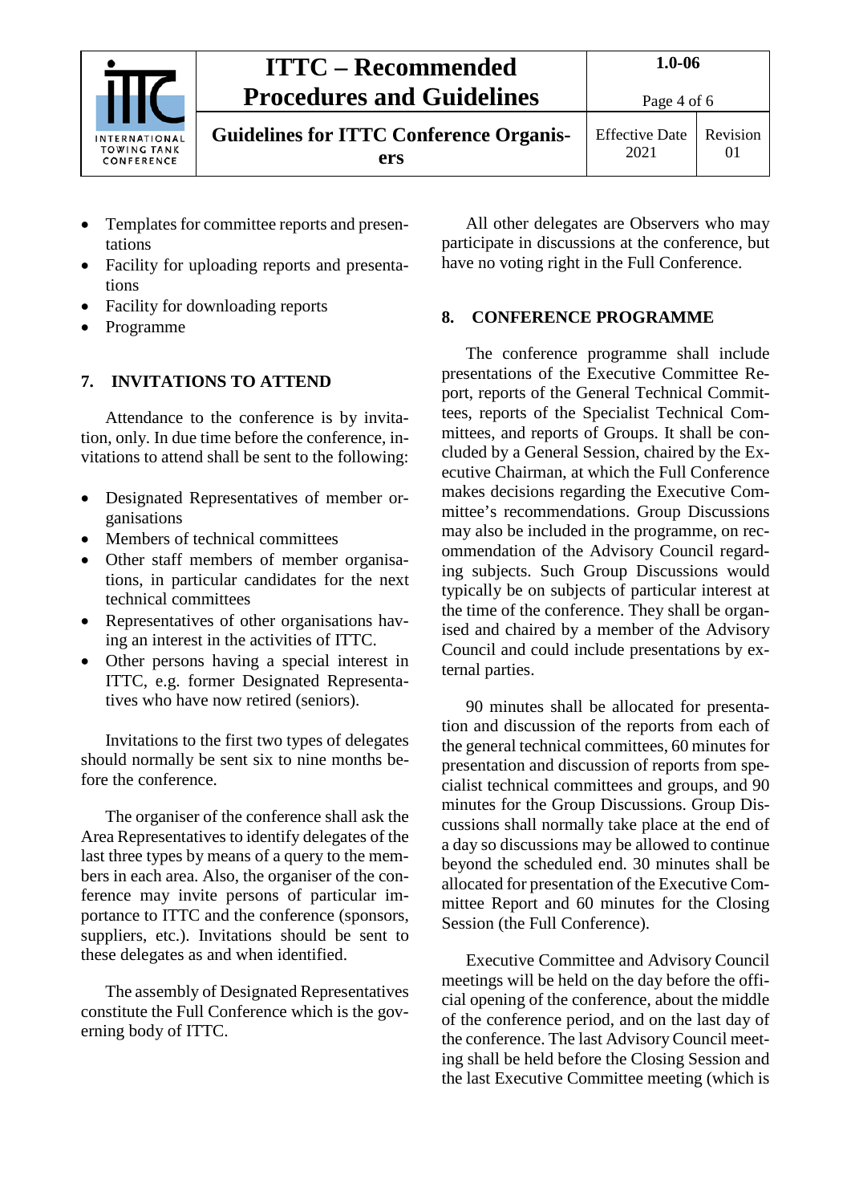- Templates for committee reports and presentations
- Facility for uploading reports and presentations
- Facility for downloading reports
- Programme

## 7. INVITATIONS TO ATTEND

Attendance to the conference is by invitation, only. In due time before the conference, invitations to attend shall be sent to the following:

- Designated Representatives of member organisations
- Members of technical committees
- Other staff members of member organisations, in particular candidates for the next technical committees
- Representatives of other organisations having an interest in the activities of ITTC.
- Other persons having a special interest in ITTC, e.g. former Designated Representatives who have now retired (seniors).

Invitations to the first two types of delegates should normally be sent six to nine months before the conference.

The organiser of the conference shall ask the Area Representatives to identify delegates of the last three types by means of a query to the members in each area. Also, the organiser of the conference may invite persons of particular importance to ITTC and the conference (sponsors, suppliers, etc.). Invitations should be sent to these delegates as and when identified.

The assembly of Designated Representatives constitute the Full Conference which is the governing body of ITTC.

All other delegates are Observers who may participate in discussions at the conference, but have no voting right in the Full Conference.

## 8. CONFERENCE PROGRAMME

The conference programme shall include presentations of the Executive Committee Report, reports of the General Technical Committees, reports of the Specialist Technical Committees, and reports of Groups. It shall be concluded by a General Session, chaired by the Executive Chairman, at which the Full Conference makes decisions regarding the Executive Committee's recommendations. Group Discussions may also be included in the programme, on recommendation of the Advisory Council regarding subjects. Such Group Discussions would typically be on subjects of particular interest at the time of the conference. They shall be organised and chaired by a member of the Advisory Council and could include presentations by external parties.

90 minutes shall be allocated for presentation and discussion of the reports from each of the general technical committees, 60 minutes for presentation and discussion of reports from specialist technical committees and groups, and 90 minutes for the Group Discussions. Group Discussions shall normally take place at the end of a day so discussions may be allowed to continue beyond the scheduled end. 30 minutes shall be allocated for presentation of the Executive Committee Report and 60 minutes for the Closing Session (the Full Conference).

Executive Committee and Advisory Council meetings will be held on the day before the official opening of the conference, about the middle of the conference period, and on the last day of the conference. The last Advisory Council meeting shall be held before the Closing Session and the last Executive Committee meeting (which is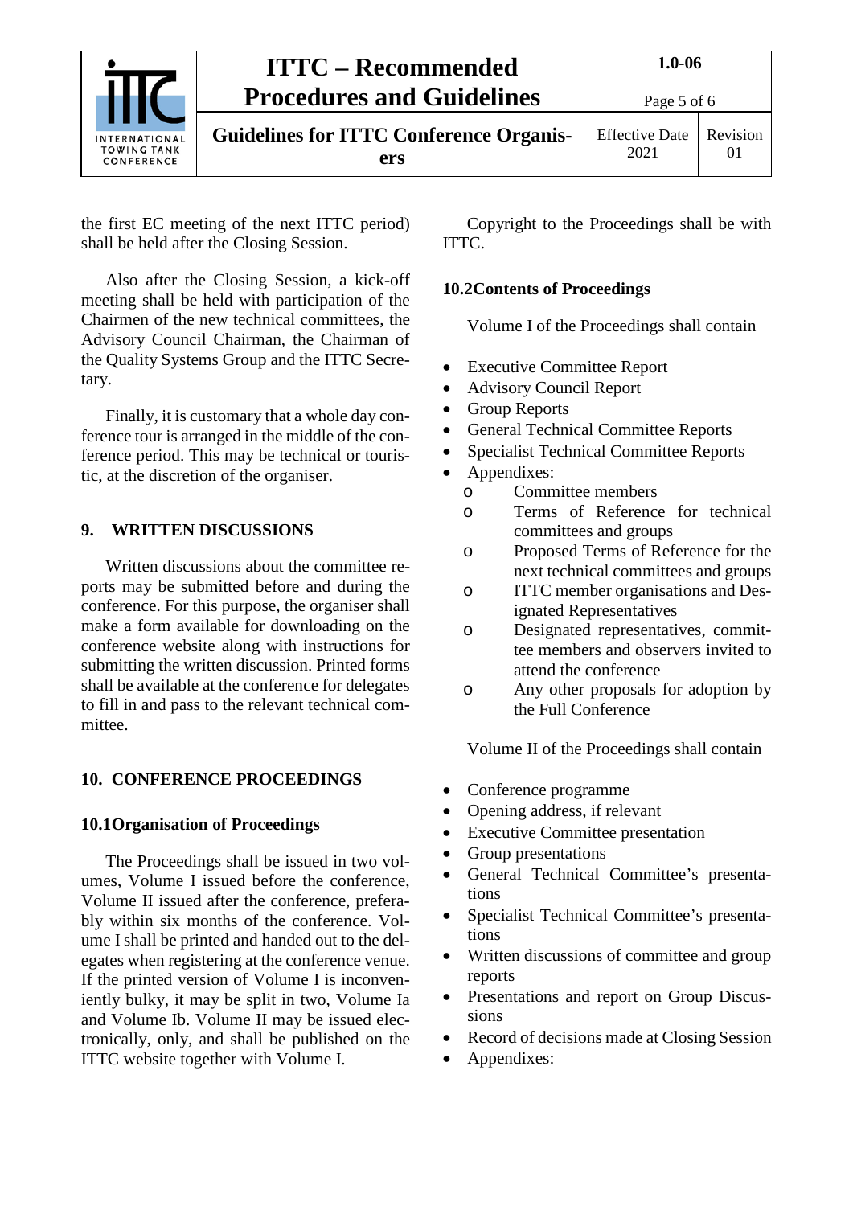the first EC meeting of the next ITTC period) shall be held after the Closing Session.

Also after the Closing Session, a kick-off meeting shall be held with participation of the Chairmen of the new technical committees, the Advisory Council Chairman, the Chairman of the Quality Systems Group and the ITTC Secretary.

Finally, it is customary that a whole day conference tour is arranged in the middle of the conference period. This may be technical or touristic, at the discretion of the organiser.

## 9. WRITTEN DISCUSSIONS

Written discussions about the committee reports may be submitted before and during the conference. For this purpose, the organiser shall make a form available for downloading on the conference website along with instructions for submitting the written discussion. Printed forms shall be available at the conference for delegates to fill in and pass to the relevant technical committee.

## 10. CONFERENCE PROCEEDINGS

### 10.1 Organisation of Proceedings

The Proceedings shall be issued in two volumes, Volume I issued before the conference, Volume II issued after the conference, preferably within six months of the conference. Volume I shall be printed and handed out to the delegates when registering at the conference venue. If the printed version of Volume I is inconveniently bulky, it may be split in two, Volume Ia and Volume Ib. Volume II may be issued electronically, only, and shall be published on the ITTC website together with Volume I.

Copyright to the Proceedings shall be with ITTC.

### 10.2 Contents of Proceedings

Volume I of the Proceedings shall contain

- Executive Committee Report
- Advisory Council Report
- Group Reports
- General Technical Committee Reports
- Specialist Technical Committee Reports
- Appendixes:
  - Committee members
  - Terms of Reference for technical committees and groups
  - Proposed Terms of Reference for the next technical committees and groups
  - ITTC member organisations and Designated Representatives
  - Designated representatives, committee members and observers invited to attend the conference
  - Any other proposals for adoption by the Full Conference

Volume II of the Proceedings shall contain

- Conference programme
- Opening address, if relevant
- Executive Committee presentation
- Group presentations
- General Technical Committee's presentations
- Specialist Technical Committee's presentations
- Written discussions of committee and group reports
- Presentations and report on Group Discussions
- Record of decisions made at Closing Session
- Appendixes: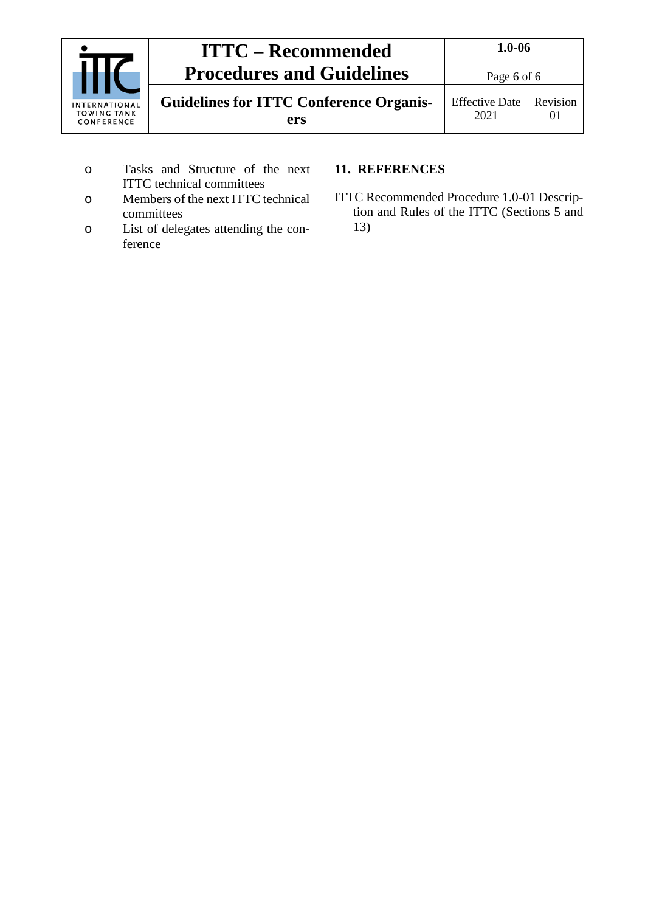- Tasks and Structure of the next ITTC technical committees
- Members of the next ITTC technical committees
- List of delegates attending the conference

## 11. REFERENCES

ITTC Recommended Procedure 1.0-01 Description and Rules of the ITTC (Sections 5 and 13)